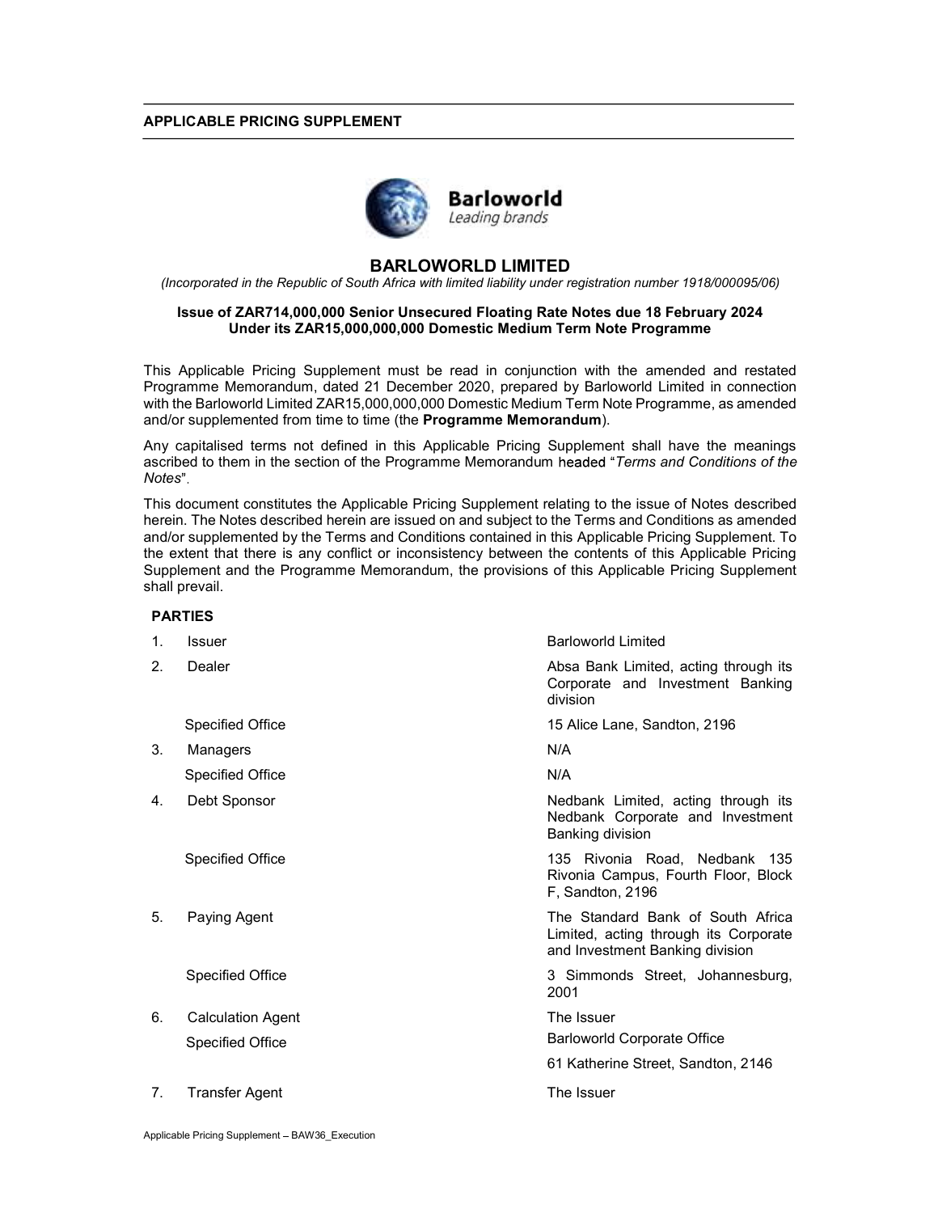**APPLICABLE PRICING SUPPLEMENT**

Barloworld
*Leading brands*

# BARLOWORLD LIMITED

*(Incorporated in the Republic of South Africa with limited liability under registration number 1918/000095/06)*

**Issue of ZAR714,000,000 Senior Unsecured Floating Rate Notes due 18 February 2024**
**Under its ZAR15,000,000,000 Domestic Medium Term Note Programme**

This Applicable Pricing Supplement must be read in conjunction with the amended and restated Programme Memorandum, dated 21 December 2020, prepared by Barloworld Limited in connection with the Barloworld Limited ZAR15,000,000,000 Domestic Medium Term Note Programme, as amended and/or supplemented from time to time (the **Programme Memorandum**).

Any capitalised terms not defined in this Applicable Pricing Supplement shall have the meanings ascribed to them in the section of the Programme Memorandum headed "*Terms and Conditions of the Notes*".

This document constitutes the Applicable Pricing Supplement relating to the issue of Notes described herein. The Notes described herein are issued on and subject to the Terms and Conditions as amended and/or supplemented by the Terms and Conditions contained in this Applicable Pricing Supplement. To the extent that there is any conflict or inconsistency between the contents of this Applicable Pricing Supplement and the Programme Memorandum, the provisions of this Applicable Pricing Supplement shall prevail.

**PARTIES**

| | | |
|---|---|---|
| 1. | Issuer | Barloworld Limited |
| 2. | Dealer | Absa Bank Limited, acting through its Corporate and Investment Banking division |
| | Specified Office | 15 Alice Lane, Sandton, 2196 |
| 3. | Managers | N/A |
| | Specified Office | N/A |
| 4. | Debt Sponsor | Nedbank Limited, acting through its Nedbank Corporate and Investment Banking division |
| | Specified Office | 135 Rivonia Road, Nedbank 135 Rivonia Campus, Fourth Floor, Block F, Sandton, 2196 |
| 5. | Paying Agent | The Standard Bank of South Africa Limited, acting through its Corporate and Investment Banking division |
| | Specified Office | 3 Simmonds Street, Johannesburg, 2001 |
| 6. | Calculation Agent | The Issuer |
| | Specified Office | Barloworld Corporate Office<br>61 Katherine Street, Sandton, 2146 |
| 7. | Transfer Agent | The Issuer |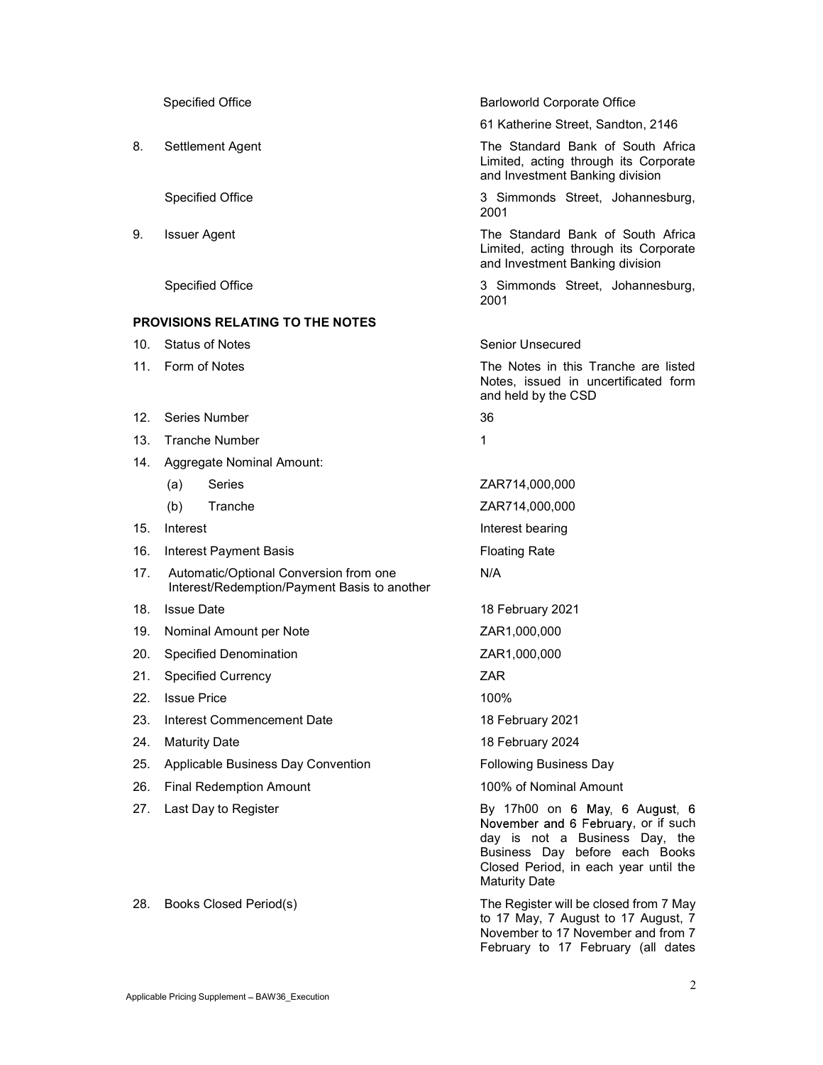| | | |
|---|---|---|
| | Specified Office | Barloworld Corporate Office<br>61 Katherine Street, Sandton, 2146 |
| 8. | Settlement Agent | The Standard Bank of South Africa Limited, acting through its Corporate and Investment Banking division |
| | Specified Office | 3 Simmonds Street, Johannesburg, 2001 |
| 9. | Issuer Agent | The Standard Bank of South Africa Limited, acting through its Corporate and Investment Banking division |
| | Specified Office | 3 Simmonds Street, Johannesburg, 2001 |

**PROVISIONS RELATING TO THE NOTES**

| | | |
|---|---|---|
| 10. | Status of Notes | Senior Unsecured |
| 11. | Form of Notes | The Notes in this Tranche are listed Notes, issued in uncertificated form and held by the CSD |
| 12. | Series Number | 36 |
| 13. | Tranche Number | 1 |
| 14. | Aggregate Nominal Amount: | |
| | (a) Series | ZAR714,000,000 |
| | (b) Tranche | ZAR714,000,000 |
| 15. | Interest | Interest bearing |
| 16. | Interest Payment Basis | Floating Rate |
| 17. | Automatic/Optional Conversion from one Interest/Redemption/Payment Basis to another | N/A |
| 18. | Issue Date | 18 February 2021 |
| 19. | Nominal Amount per Note | ZAR1,000,000 |
| 20. | Specified Denomination | ZAR1,000,000 |
| 21. | Specified Currency | ZAR |
| 22. | Issue Price | 100% |
| 23. | Interest Commencement Date | 18 February 2021 |
| 24. | Maturity Date | 18 February 2024 |
| 25. | Applicable Business Day Convention | Following Business Day |
| 26. | Final Redemption Amount | 100% of Nominal Amount |
| 27. | Last Day to Register | By 17h00 on 6 May, 6 August, 6 November and 6 February, or if such day is not a Business Day, the Business Day before each Books Closed Period, in each year until the Maturity Date |
| 28. | Books Closed Period(s) | The Register will be closed from 7 May to 17 May, 7 August to 17 August, 7 November to 17 November and from 7 February to 17 February (all dates |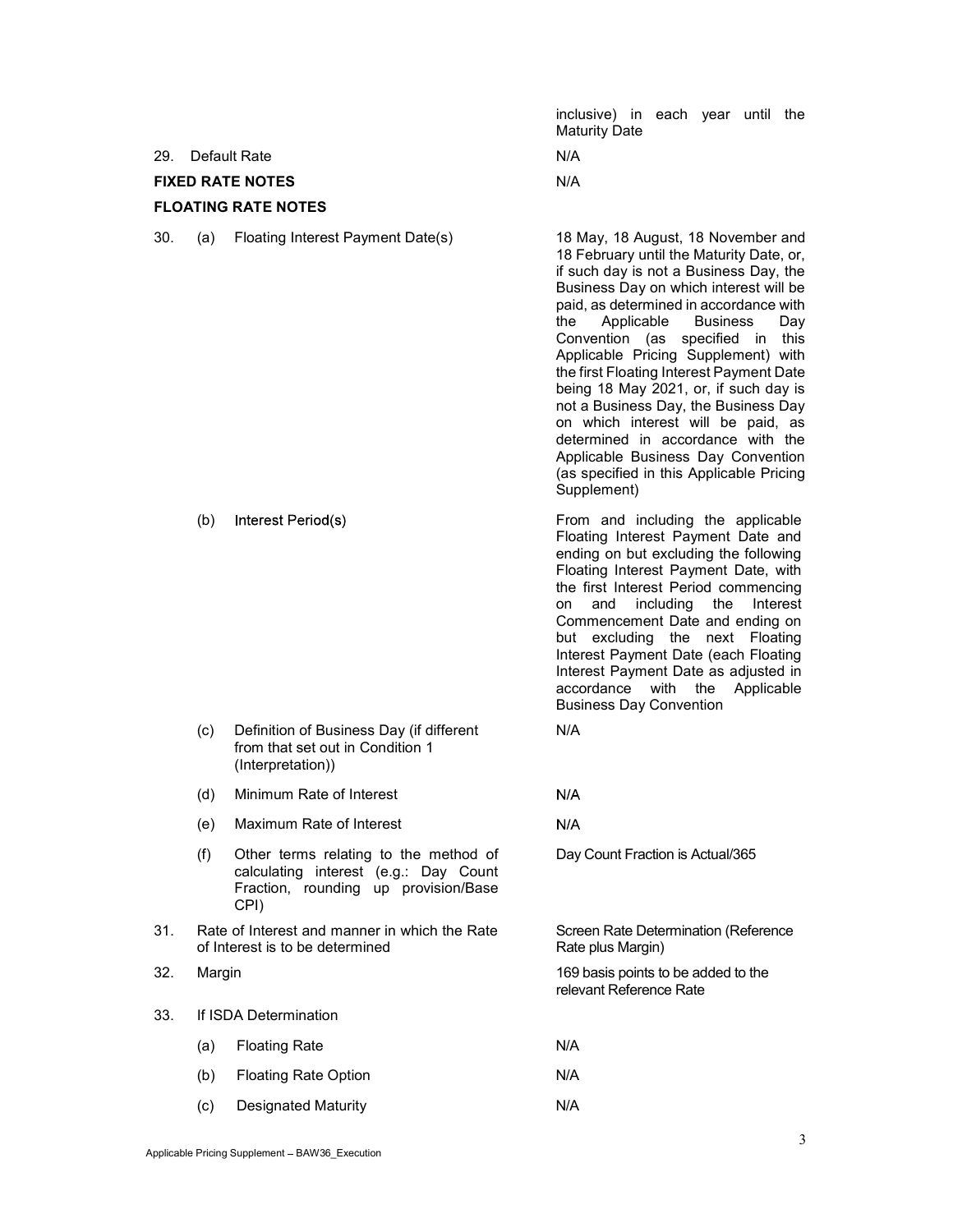| | | |
|---|---|---|
| | | inclusive) in each year until the Maturity Date |
| 29. | Default Rate | N/A |
| **FIXED RATE NOTES** | | N/A |
| **FLOATING RATE NOTES** | | |
| 30. | (a) Floating Interest Payment Date(s) | 18 May, 18 August, 18 November and 18 February until the Maturity Date, or, if such day is not a Business Day, the Business Day on which interest will be paid, as determined in accordance with the Applicable Business Day Convention (as specified in this Applicable Pricing Supplement) with the first Floating Interest Payment Date being 18 May 2021, or, if such day is not a Business Day, the Business Day on which interest will be paid, as determined in accordance with the Applicable Business Day Convention (as specified in this Applicable Pricing Supplement) |
| | (b) Interest Period(s) | From and including the applicable Floating Interest Payment Date and ending on but excluding the following Floating Interest Payment Date, with the first Interest Period commencing on and including the Interest Commencement Date and ending on but excluding the next Floating Interest Payment Date (each Floating Interest Payment Date as adjusted in accordance with the Applicable Business Day Convention |
| | (c) Definition of Business Day (if different from that set out in Condition 1 (Interpretation)) | N/A |
| | (d) Minimum Rate of Interest | N/A |
| | (e) Maximum Rate of Interest | N/A |
| | (f) Other terms relating to the method of calculating interest (e.g.: Day Count Fraction, rounding up provision/Base CPI) | Day Count Fraction is Actual/365 |
| 31. | Rate of Interest and manner in which the Rate of Interest is to be determined | Screen Rate Determination (Reference Rate plus Margin) |
| 32. | Margin | 169 basis points to be added to the relevant Reference Rate |
| 33. | If ISDA Determination | |
| | (a) Floating Rate | N/A |
| | (b) Floating Rate Option | N/A |
| | (c) Designated Maturity | N/A |

Applicable Pricing Supplement – BAW36_Execution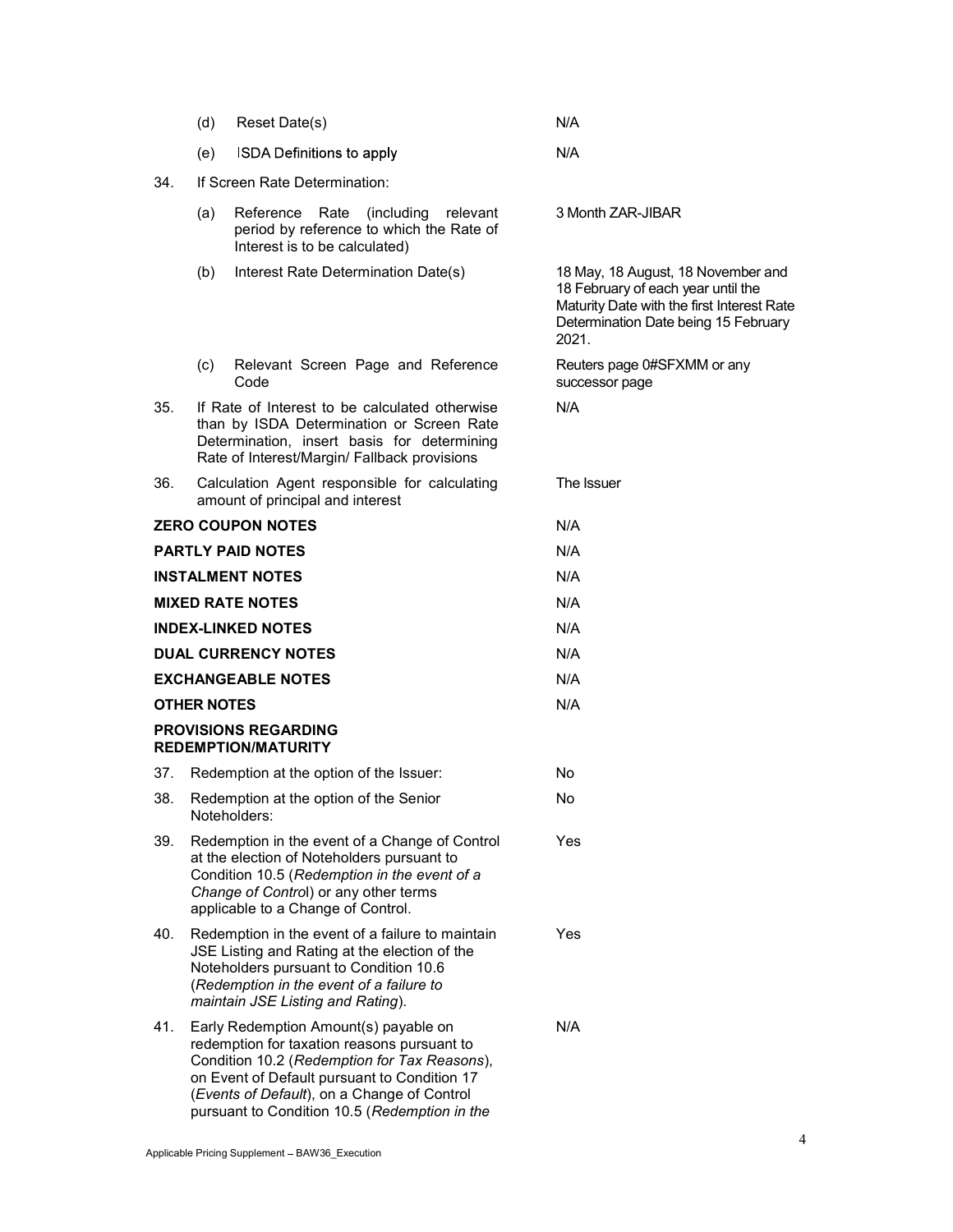| | | |
|---|---|---|
| | (d) Reset Date(s) | N/A |
| | (e) ISDA Definitions to apply | N/A |
| 34. | If Screen Rate Determination: | |
| | (a) Reference Rate (including relevant period by reference to which the Rate of Interest is to be calculated) | 3 Month ZAR-JIBAR |
| | (b) Interest Rate Determination Date(s) | 18 May, 18 August, 18 November and 18 February of each year until the Maturity Date with the first Interest Rate Determination Date being 15 February 2021. |
| | (c) Relevant Screen Page and Reference Code | Reuters page 0#SFXMM or any successor page |
| 35. | If Rate of Interest to be calculated otherwise than by ISDA Determination or Screen Rate Determination, insert basis for determining Rate of Interest/Margin/ Fallback provisions | N/A |
| 36. | Calculation Agent responsible for calculating amount of principal and interest | The Issuer |

**ZERO COUPON NOTES** N/A

**PARTLY PAID NOTES** N/A

**INSTALMENT NOTES** N/A

**MIXED RATE NOTES** N/A

**INDEX-LINKED NOTES** N/A

**DUAL CURRENCY NOTES** N/A

**EXCHANGEABLE NOTES** N/A

**OTHER NOTES** N/A

**PROVISIONS REGARDING REDEMPTION/MATURITY**

| | | |
|---|---|---|
| 37. | Redemption at the option of the Issuer: | No |
| 38. | Redemption at the option of the Senior Noteholders: | No |
| 39. | Redemption in the event of a Change of Control at the election of Noteholders pursuant to Condition 10.5 (*Redemption in the event of a Change of Control*) or any other terms applicable to a Change of Control. | Yes |
| 40. | Redemption in the event of a failure to maintain JSE Listing and Rating at the election of the Noteholders pursuant to Condition 10.6 (*Redemption in the event of a failure to maintain JSE Listing and Rating*). | Yes |
| 41. | Early Redemption Amount(s) payable on redemption for taxation reasons pursuant to Condition 10.2 (*Redemption for Tax Reasons*), on Event of Default pursuant to Condition 17 (*Events of Default*), on a Change of Control pursuant to Condition 10.5 (*Redemption in the | N/A |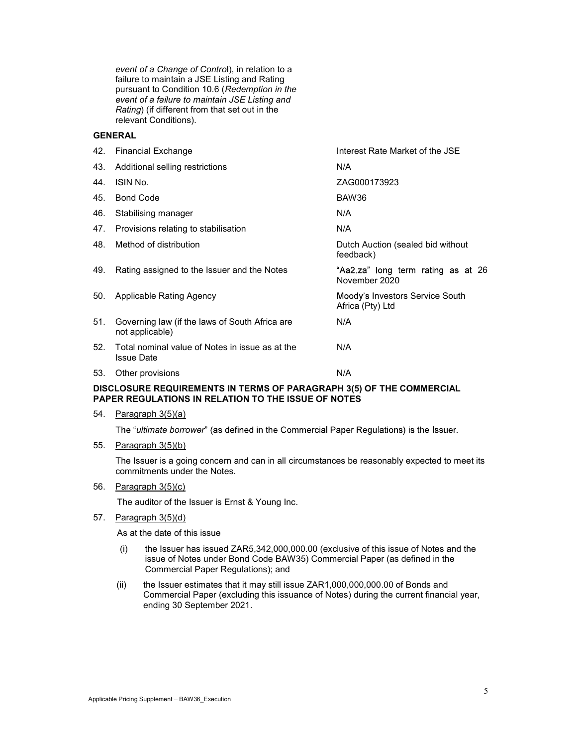*event of a Change of Control*), in relation to a failure to maintain a JSE Listing and Rating pursuant to Condition 10.6 (*Redemption in the event of a failure to maintain JSE Listing and Rating*) (if different from that set out in the relevant Conditions).

**GENERAL**

| | | |
|---|---|---|
| 42. | Financial Exchange | Interest Rate Market of the JSE |
| 43. | Additional selling restrictions | N/A |
| 44. | ISIN No. | ZAG000173923 |
| 45. | Bond Code | BAW36 |
| 46. | Stabilising manager | N/A |
| 47. | Provisions relating to stabilisation | N/A |
| 48. | Method of distribution | Dutch Auction (sealed bid without feedback) |
| 49. | Rating assigned to the Issuer and the Notes | "Aa2.za" long term rating as at 26 November 2020 |
| 50. | Applicable Rating Agency | Moody's Investors Service South Africa (Pty) Ltd |
| 51. | Governing law (if the laws of South Africa are not applicable) | N/A |
| 52. | Total nominal value of Notes in issue as at the Issue Date | N/A |
| 53. | Other provisions | N/A |

**DISCLOSURE REQUIREMENTS IN TERMS OF PARAGRAPH 3(5) OF THE COMMERCIAL PAPER REGULATIONS IN RELATION TO THE ISSUE OF NOTES**

54. Paragraph 3(5)(a)

    The "*ultimate borrower*" (as defined in the Commercial Paper Regulations) is the Issuer.

55. Paragraph 3(5)(b)

    The Issuer is a going concern and can in all circumstances be reasonably expected to meet its commitments under the Notes.

56. Paragraph 3(5)(c)

    The auditor of the Issuer is Ernst & Young Inc.

57. Paragraph 3(5)(d)

    As at the date of this issue

    (i) the Issuer has issued ZAR5,342,000,000.00 (exclusive of this issue of Notes and the issue of Notes under Bond Code BAW35) Commercial Paper (as defined in the Commercial Paper Regulations); and

    (ii) the Issuer estimates that it may still issue ZAR1,000,000,000.00 of Bonds and Commercial Paper (excluding this issuance of Notes) during the current financial year, ending 30 September 2021.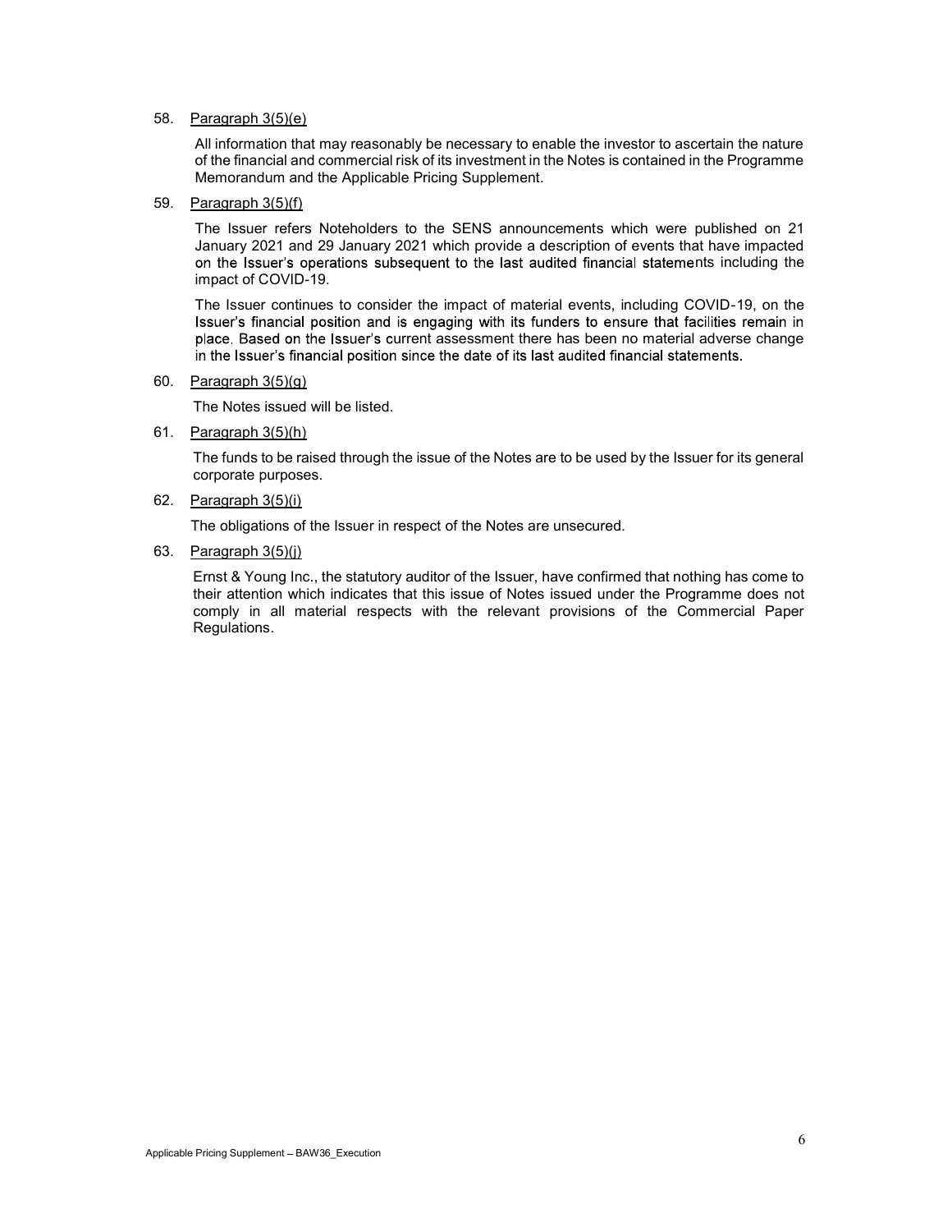58. Paragraph 3(5)(e)

    All information that may reasonably be necessary to enable the investor to ascertain the nature of the financial and commercial risk of its investment in the Notes is contained in the Programme Memorandum and the Applicable Pricing Supplement.

59. Paragraph 3(5)(f)

    The Issuer refers Noteholders to the SENS announcements which were published on 21 January 2021 and 29 January 2021 which provide a description of events that have impacted on the Issuer's operations subsequent to the last audited financial statements including the impact of COVID-19.

    The Issuer continues to consider the impact of material events, including COVID-19, on the Issuer's financial position and is engaging with its funders to ensure that facilities remain in place. Based on the Issuer's current assessment there has been no material adverse change in the Issuer's financial position since the date of its last audited financial statements.

60. Paragraph 3(5)(g)

    The Notes issued will be listed.

61. Paragraph 3(5)(h)

    The funds to be raised through the issue of the Notes are to be used by the Issuer for its general corporate purposes.

62. Paragraph 3(5)(i)

    The obligations of the Issuer in respect of the Notes are unsecured.

63. Paragraph 3(5)(j)

    Ernst & Young Inc., the statutory auditor of the Issuer, have confirmed that nothing has come to their attention which indicates that this issue of Notes issued under the Programme does not comply in all material respects with the relevant provisions of the Commercial Paper Regulations.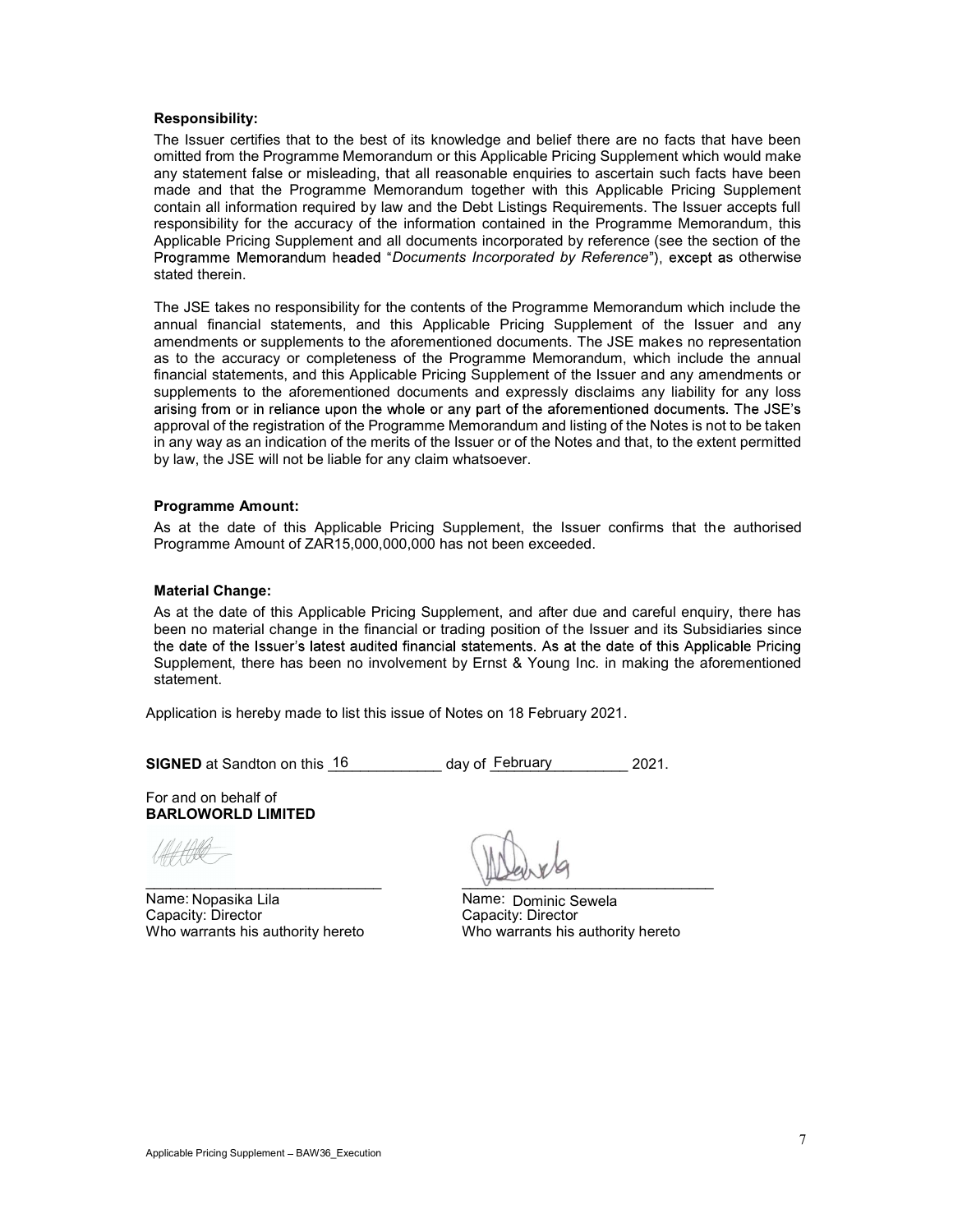**Responsibility:**

The Issuer certifies that to the best of its knowledge and belief there are no facts that have been omitted from the Programme Memorandum or this Applicable Pricing Supplement which would make any statement false or misleading, that all reasonable enquiries to ascertain such facts have been made and that the Programme Memorandum together with this Applicable Pricing Supplement contain all information required by law and the Debt Listings Requirements. The Issuer accepts full responsibility for the accuracy of the information contained in the Programme Memorandum, this Applicable Pricing Supplement and all documents incorporated by reference (see the section of the Programme Memorandum headed "*Documents Incorporated by Reference*"), except as otherwise stated therein.

The JSE takes no responsibility for the contents of the Programme Memorandum which include the annual financial statements, and this Applicable Pricing Supplement of the Issuer and any amendments or supplements to the aforementioned documents. The JSE makes no representation as to the accuracy or completeness of the Programme Memorandum, which include the annual financial statements, and this Applicable Pricing Supplement of the Issuer and any amendments or supplements to the aforementioned documents and expressly disclaims any liability for any loss arising from or in reliance upon the whole or any part of the aforementioned documents. The JSE's approval of the registration of the Programme Memorandum and listing of the Notes is not to be taken in any way as an indication of the merits of the Issuer or of the Notes and that, to the extent permitted by law, the JSE will not be liable for any claim whatsoever.

**Programme Amount:**

As at the date of this Applicable Pricing Supplement, the Issuer confirms that the authorised Programme Amount of ZAR15,000,000,000 has not been exceeded.

**Material Change:**

As at the date of this Applicable Pricing Supplement, and after due and careful enquiry, there has been no material change in the financial or trading position of the Issuer and its Subsidiaries since the date of the Issuer's latest audited financial statements. As at the date of this Applicable Pricing Supplement, there has been no involvement by Ernst & Young Inc. in making the aforementioned statement.

Application is hereby made to list this issue of Notes on 18 February 2021.

**SIGNED** at Sandton on this 16 day of February 2021.

For and on behalf of
**BARLOWORLD LIMITED**

| | |
|---|---|
| Name: Nopasika Lila | Name: Dominic Sewela |
| Capacity: Director | Capacity: Director |
| Who warrants his authority hereto | Who warrants his authority hereto |

Applicable Pricing Supplement – BAW36_Execution